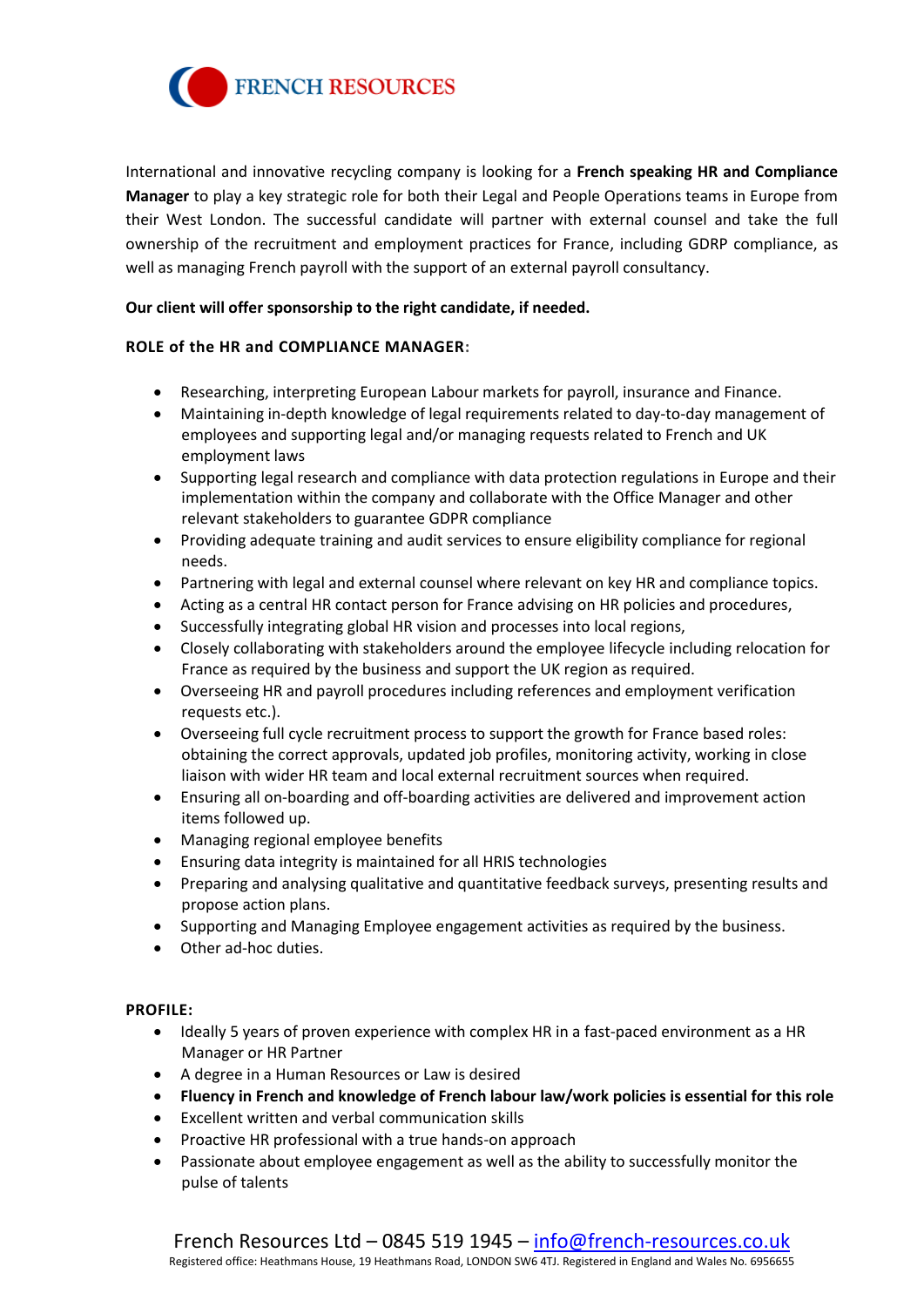FRENCH RESOURCES

International and innovative recycling company is looking for a **French speaking HR and Compliance Manager** to play a key strategic role for both their Legal and People Operations teams in Europe from their West London. The successful candidate will partner with external counsel and take the full ownership of the recruitment and employment practices for France, including GDRP compliance, as well as managing French payroll with the support of an external payroll consultancy.

**Our client will offer sponsorship to the right candidate, if needed.**

**ROLE of the HR and COMPLIANCE MANAGER:**

- Researching, interpreting European Labour markets for payroll, insurance and Finance.
- Maintaining in-depth knowledge of legal requirements related to day-to-day management of employees and supporting legal and/or managing requests related to French and UK employment laws
- Supporting legal research and compliance with data protection regulations in Europe and their implementation within the company and collaborate with the Office Manager and other relevant stakeholders to guarantee GDPR compliance
- Providing adequate training and audit services to ensure eligibility compliance for regional needs.
- Partnering with legal and external counsel where relevant on key HR and compliance topics.
- Acting as a central HR contact person for France advising on HR policies and procedures,
- Successfully integrating global HR vision and processes into local regions,
- Closely collaborating with stakeholders around the employee lifecycle including relocation for France as required by the business and support the UK region as required.
- Overseeing HR and payroll procedures including references and employment verification requests etc.).
- Overseeing full cycle recruitment process to support the growth for France based roles: obtaining the correct approvals, updated job profiles, monitoring activity, working in close liaison with wider HR team and local external recruitment sources when required.
- Ensuring all on-boarding and off-boarding activities are delivered and improvement action items followed up.
- Managing regional employee benefits
- Ensuring data integrity is maintained for all HRIS technologies
- Preparing and analysing qualitative and quantitative feedback surveys, presenting results and propose action plans.
- Supporting and Managing Employee engagement activities as required by the business.
- Other ad-hoc duties.

**PROFILE:**

- Ideally 5 years of proven experience with complex HR in a fast-paced environment as a HR Manager or HR Partner
- A degree in a Human Resources or Law is desired
- **Fluency in French and knowledge of French labour law/work policies is essential for this role**
- Excellent written and verbal communication skills
- Proactive HR professional with a true hands-on approach
- Passionate about employee engagement as well as the ability to successfully monitor the pulse of talents

French Resources Ltd – 0845 519 1945 – info@french-resources.co.uk
Registered office: Heathmans House, 19 Heathmans Road, LONDON SW6 4TJ. Registered in England and Wales No. 6956655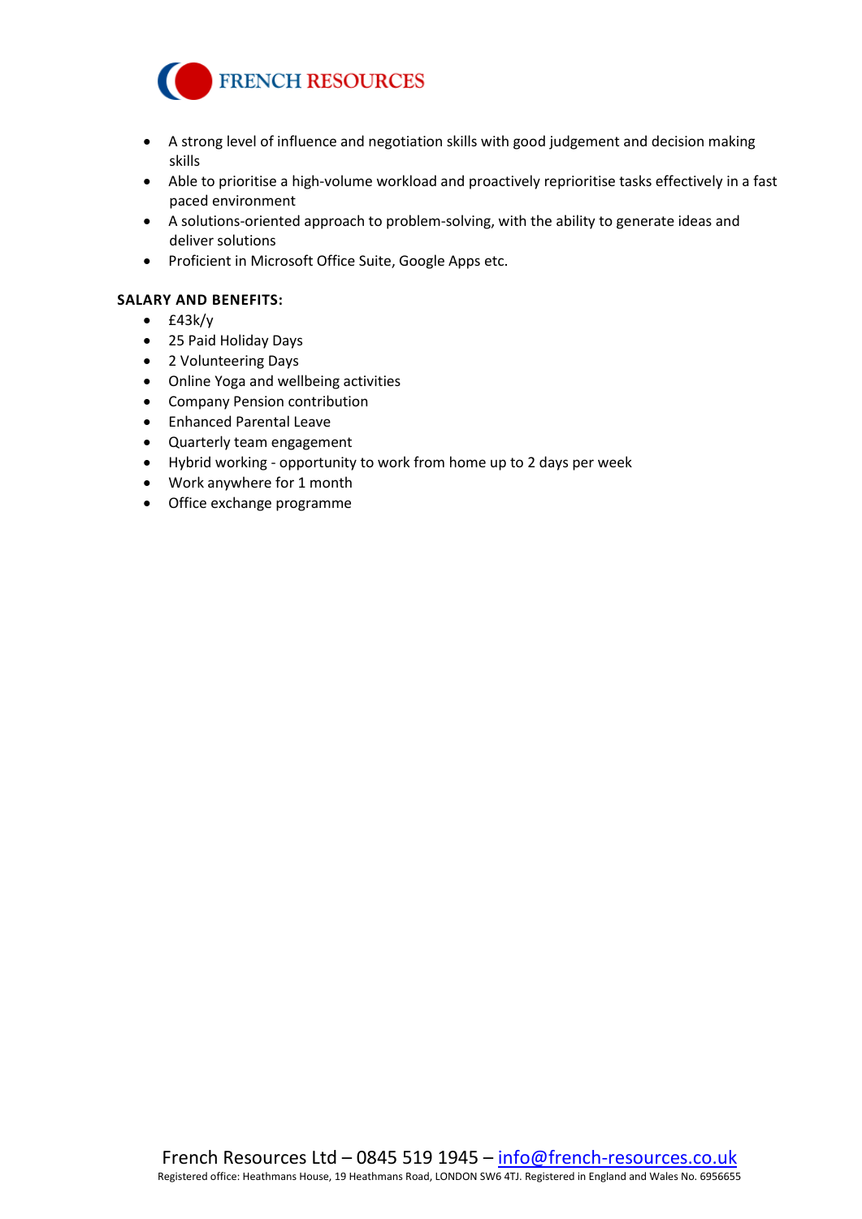- A strong level of influence and negotiation skills with good judgement and decision making skills
- Able to prioritise a high-volume workload and proactively reprioritise tasks effectively in a fast paced environment
- A solutions-oriented approach to problem-solving, with the ability to generate ideas and deliver solutions
- Proficient in Microsoft Office Suite, Google Apps etc.

**SALARY AND BENEFITS:**

- £43k/y
- 25 Paid Holiday Days
- 2 Volunteering Days
- Online Yoga and wellbeing activities
- Company Pension contribution
- Enhanced Parental Leave
- Quarterly team engagement
- Hybrid working - opportunity to work from home up to 2 days per week
- Work anywhere for 1 month
- Office exchange programme